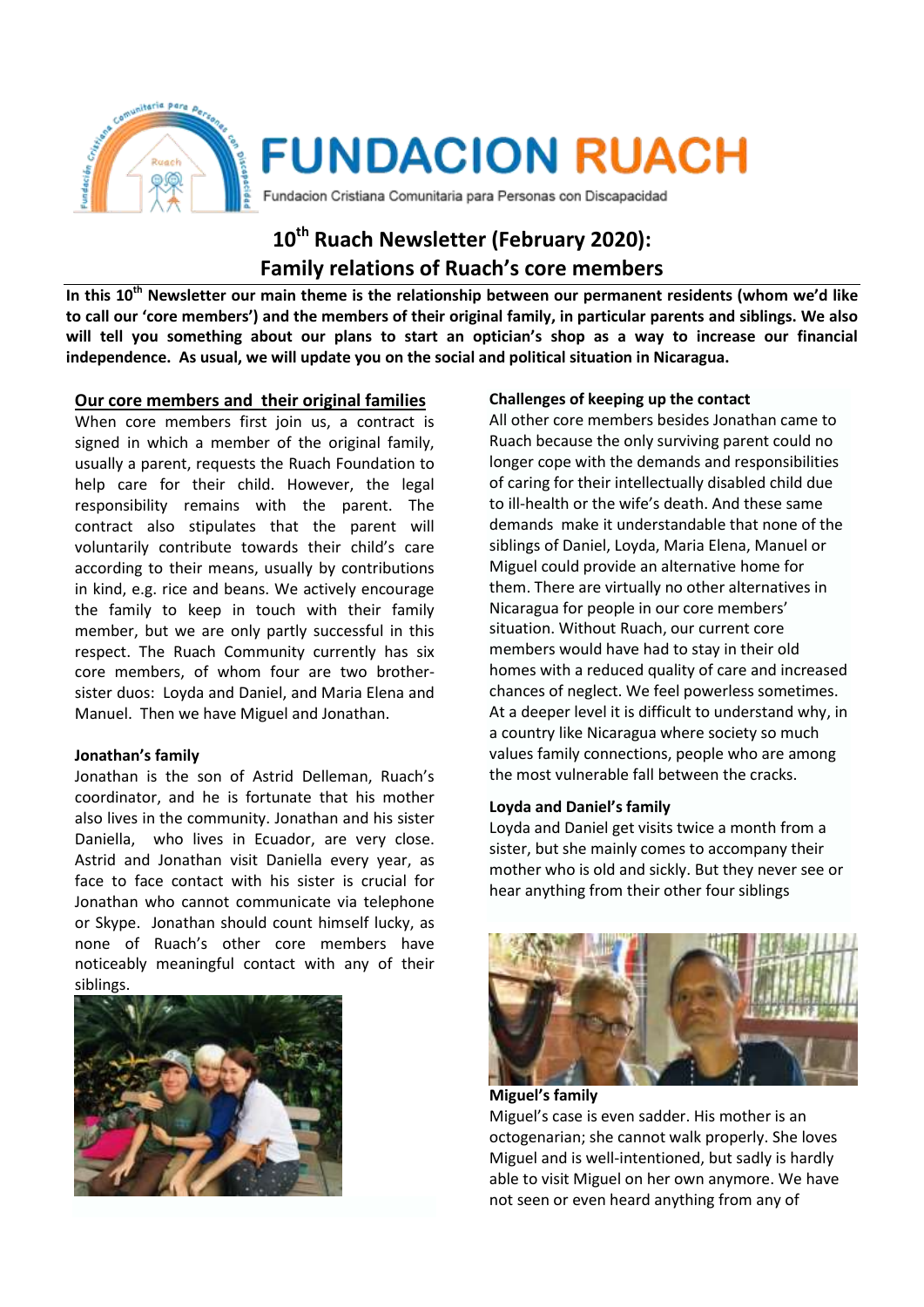# FUNDACION RUACH

Fundacion Cristiana Comunitaria para Personas con Discapacidad

## 10th Ruach Newsletter (February 2020): Family relations of Ruach's core members

**In this 10th Newsletter our main theme is the relationship between our permanent residents (whom we'd like to call our 'core members') and the members of their original family, in particular parents and siblings. We also will tell you something about our plans to start an optician's shop as a way to increase our financial independence. As usual, we will update you on the social and political situation in Nicaragua.**

### Our core members and their original families

When core members first join us, a contract is signed in which a member of the original family, usually a parent, requests the Ruach Foundation to help care for their child. However, the legal responsibility remains with the parent. The contract also stipulates that the parent will voluntarily contribute towards their child's care according to their means, usually by contributions in kind, e.g. rice and beans. We actively encourage the family to keep in touch with their family member, but we are only partly successful in this respect. The Ruach Community currently has six core members, of whom four are two brother-sister duos: Loyda and Daniel, and Maria Elena and Manuel. Then we have Miguel and Jonathan.

#### Jonathan's family

Jonathan is the son of Astrid Delleman, Ruach's coordinator, and he is fortunate that his mother also lives in the community. Jonathan and his sister Daniella, who lives in Ecuador, are very close. Astrid and Jonathan visit Daniella every year, as face to face contact with his sister is crucial for Jonathan who cannot communicate via telephone or Skype. Jonathan should count himself lucky, as none of Ruach's other core members have noticeably meaningful contact with any of their siblings.

#### Challenges of keeping up the contact

All other core members besides Jonathan came to Ruach because the only surviving parent could no longer cope with the demands and responsibilities of caring for their intellectually disabled child due to ill-health or the wife's death. And these same demands make it understandable that none of the siblings of Daniel, Loyda, Maria Elena, Manuel or Miguel could provide an alternative home for them. There are virtually no other alternatives in Nicaragua for people in our core members' situation. Without Ruach, our current core members would have had to stay in their old homes with a reduced quality of care and increased chances of neglect. We feel powerless sometimes. At a deeper level it is difficult to understand why, in a country like Nicaragua where society so much values family connections, people who are among the most vulnerable fall between the cracks.

#### Loyda and Daniel's family

Loyda and Daniel get visits twice a month from a sister, but she mainly comes to accompany their mother who is old and sickly. But they never see or hear anything from their other four siblings

#### Miguel's family

Miguel's case is even sadder. His mother is an octogenarian; she cannot walk properly. She loves Miguel and is well-intentioned, but sadly is hardly able to visit Miguel on her own anymore. We have not seen or even heard anything from any of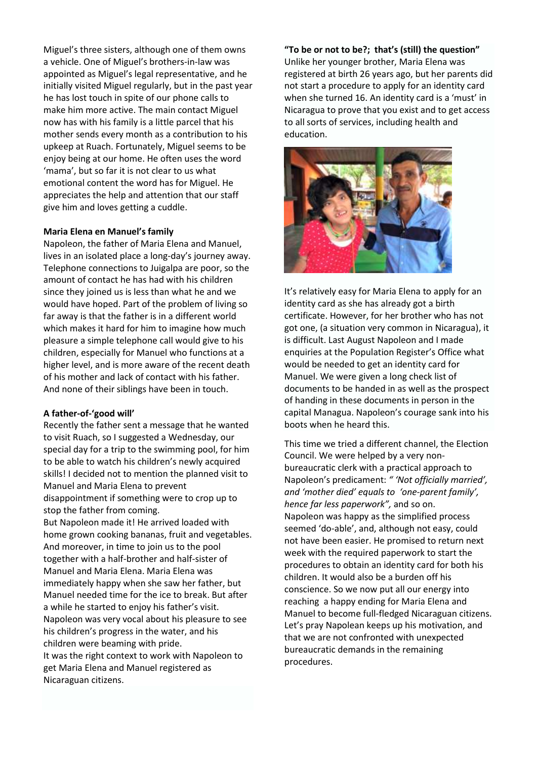Miguel's three sisters, although one of them owns a vehicle. One of Miguel's brothers-in-law was appointed as Miguel's legal representative, and he initially visited Miguel regularly, but in the past year he has lost touch in spite of our phone calls to make him more active. The main contact Miguel now has with his family is a little parcel that his mother sends every month as a contribution to his upkeep at Ruach. Fortunately, Miguel seems to be enjoy being at our home. He often uses the word 'mama', but so far it is not clear to us what emotional content the word has for Miguel. He appreciates the help and attention that our staff give him and loves getting a cuddle.

**Maria Elena en Manuel's family**

Napoleon, the father of Maria Elena and Manuel, lives in an isolated place a long-day's journey away. Telephone connections to Juigalpa are poor, so the amount of contact he has had with his children since they joined us is less than what he and we would have hoped. Part of the problem of living so far away is that the father is in a different world which makes it hard for him to imagine how much pleasure a simple telephone call would give to his children, especially for Manuel who functions at a higher level, and is more aware of the recent death of his mother and lack of contact with his father. And none of their siblings have been in touch.

**A father-of-'good will'**

Recently the father sent a message that he wanted to visit Ruach, so I suggested a Wednesday, our special day for a trip to the swimming pool, for him to be able to watch his children's newly acquired skills! I decided not to mention the planned visit to Manuel and Maria Elena to prevent disappointment if something were to crop up to stop the father from coming.

But Napoleon made it! He arrived loaded with home grown cooking bananas, fruit and vegetables. And moreover, in time to join us to the pool together with a half-brother and half-sister of Manuel and Maria Elena. Maria Elena was immediately happy when she saw her father, but Manuel needed time for the ice to break. But after a while he started to enjoy his father's visit. Napoleon was very vocal about his pleasure to see his children's progress in the water, and his children were beaming with pride.

It was the right context to work with Napoleon to get Maria Elena and Manuel registered as Nicaraguan citizens.

**"To be or not to be?; that's (still) the question"**

Unlike her younger brother, Maria Elena was registered at birth 26 years ago, but her parents did not start a procedure to apply for an identity card when she turned 16. An identity card is a 'must' in Nicaragua to prove that you exist and to get access to all sorts of services, including health and education.

It's relatively easy for Maria Elena to apply for an identity card as she has already got a birth certificate. However, for her brother who has not got one, (a situation very common in Nicaragua), it is difficult. Last August Napoleon and I made enquiries at the Population Register's Office what would be needed to get an identity card for Manuel. We were given a long check list of documents to be handed in as well as the prospect of handing in these documents in person in the capital Managua. Napoleon's courage sank into his boots when he heard this.

This time we tried a different channel, the Election Council. We were helped by a very non-bureaucratic clerk with a practical approach to Napoleon's predicament: *" 'Not officially married', and 'mother died' equals to 'one-parent family', hence far less paperwork",* and so on.

Napoleon was happy as the simplified process seemed 'do-able', and, although not easy, could not have been easier. He promised to return next week with the required paperwork to start the procedures to obtain an identity card for both his children. It would also be a burden off his conscience. So we now put all our energy into reaching a happy ending for Maria Elena and Manuel to become full-fledged Nicaraguan citizens. Let's pray Napolean keeps up his motivation, and that we are not confronted with unexpected bureaucratic demands in the remaining procedures.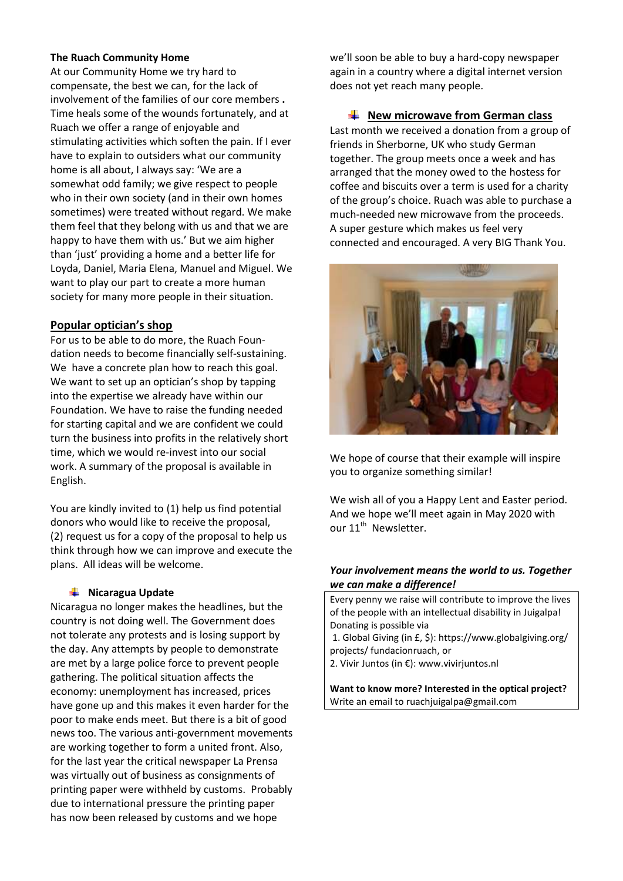**The Ruach Community Home**

At our Community Home we try hard to compensate, the best we can, for the lack of involvement of the families of our core members **.** Time heals some of the wounds fortunately, and at Ruach we offer a range of enjoyable and stimulating activities which soften the pain. If I ever have to explain to outsiders what our community home is all about, I always say: 'We are a somewhat odd family; we give respect to people who in their own society (and in their own homes sometimes) were treated without regard. We make them feel that they belong with us and that we are happy to have them with us.' But we aim higher than 'just' providing a home and a better life for Loyda, Daniel, Maria Elena, Manuel and Miguel. We want to play our part to create a more human society for many more people in their situation.

## Popular optician's shop

For us to be able to do more, the Ruach Foundation needs to become financially self-sustaining. We have a concrete plan how to reach this goal. We want to set up an optician's shop by tapping into the expertise we already have within our Foundation. We have to raise the funding needed for starting capital and we are confident we could turn the business into profits in the relatively short time, which we would re-invest into our social work. A summary of the proposal is available in English.

You are kindly invited to (1) help us find potential donors who would like to receive the proposal, (2) request us for a copy of the proposal to help us think through how we can improve and execute the plans. All ideas will be welcome.

### Nicaragua Update

Nicaragua no longer makes the headlines, but the country is not doing well. The Government does not tolerate any protests and is losing support by the day. Any attempts by people to demonstrate are met by a large police force to prevent people gathering. The political situation affects the economy: unemployment has increased, prices have gone up and this makes it even harder for the poor to make ends meet. But there is a bit of good news too. The various anti-government movements are working together to form a united front. Also, for the last year the critical newspaper La Prensa was virtually out of business as consignments of printing paper were withheld by customs. Probably due to international pressure the printing paper has now been released by customs and we hope we'll soon be able to buy a hard-copy newspaper again in a country where a digital internet version does not yet reach many people.

## New microwave from German class

Last month we received a donation from a group of friends in Sherborne, UK who study German together. The group meets once a week and has arranged that the money owed to the hostess for coffee and biscuits over a term is used for a charity of the group's choice. Ruach was able to purchase a much-needed new microwave from the proceeds. A super gesture which makes us feel very connected and encouraged. A very BIG Thank You.

We hope of course that their example will inspire you to organize something similar!

We wish all of you a Happy Lent and Easter period. And we hope we'll meet again in May 2020 with our 11th Newsletter.

***Your involvement means the world to us. Together we can make a difference!***

Every penny we raise will contribute to improve the lives of the people with an intellectual disability in Juigalpa! Donating is possible via

1. Global Giving (in £, $): https://www.globalgiving.org/projects/ fundacionruach, or
2. Vivir Juntos (in €): www.vivirjuntos.nl

**Want to know more? Interested in the optical project?** Write an email to ruachjuigalpa@gmail.com